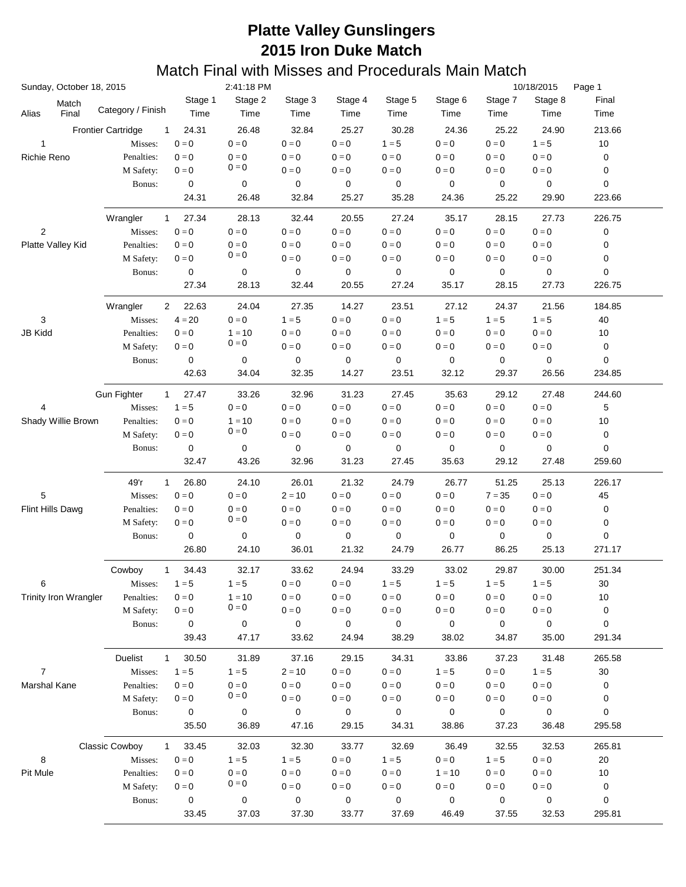# Platte Valley Gunslingers
# 2015 Iron Duke Match
## Match Final with Misses and Procedurals Main Match

Sunday, October 18, 2015 2:41:18 PM 10/18/2015

| Alias | Match Final | Category / Finish | | Stage 1 Time | Stage 2 Time | Stage 3 Time | Stage 4 Time | Stage 5 Time | Stage 6 Time | Stage 7 Time | Stage 8 Time | Final Time |
|---|---|---|---|---|---|---|---|---|---|---|---|---|
| | | Frontier Cartridge | 1 | 24.31 | 26.48 | 32.84 | 25.27 | 30.28 | 24.36 | 25.22 | 24.90 | 213.66 |
| 1 | | Misses: | | 0 = 0 | 0 = 0 | 0 = 0 | 0 = 0 | 1 = 5 | 0 = 0 | 0 = 0 | 1 = 5 | 10 |
| Richie Reno | | Penalties: | | 0 = 0 | 0 = 0 | 0 = 0 | 0 = 0 | 0 = 0 | 0 = 0 | 0 = 0 | 0 = 0 | 0 |
| | | M Safety: | | 0 = 0 | 0 = 0 | 0 = 0 | 0 = 0 | 0 = 0 | 0 = 0 | 0 = 0 | 0 = 0 | 0 |
| | | Bonus: | | 0 | 0 | 0 | 0 | 0 | 0 | 0 | 0 | 0 |
| | | | | 24.31 | 26.48 | 32.84 | 25.27 | 35.28 | 24.36 | 25.22 | 29.90 | 223.66 |
| | | Wrangler | 1 | 27.34 | 28.13 | 32.44 | 20.55 | 27.24 | 35.17 | 28.15 | 27.73 | 226.75 |
| 2 | | Misses: | | 0 = 0 | 0 = 0 | 0 = 0 | 0 = 0 | 0 = 0 | 0 = 0 | 0 = 0 | 0 = 0 | 0 |
| Platte Valley Kid | | Penalties: | | 0 = 0 | 0 = 0 | 0 = 0 | 0 = 0 | 0 = 0 | 0 = 0 | 0 = 0 | 0 = 0 | 0 |
| | | M Safety: | | 0 = 0 | 0 = 0 | 0 = 0 | 0 = 0 | 0 = 0 | 0 = 0 | 0 = 0 | 0 = 0 | 0 |
| | | Bonus: | | 0 | 0 | 0 | 0 | 0 | 0 | 0 | 0 | 0 |
| | | | | 27.34 | 28.13 | 32.44 | 20.55 | 27.24 | 35.17 | 28.15 | 27.73 | 226.75 |
| | | Wrangler | 2 | 22.63 | 24.04 | 27.35 | 14.27 | 23.51 | 27.12 | 24.37 | 21.56 | 184.85 |
| 3 | | Misses: | | 4 = 20 | 0 = 0 | 1 = 5 | 0 = 0 | 0 = 0 | 1 = 5 | 1 = 5 | 1 = 5 | 40 |
| JB Kidd | | Penalties: | | 0 = 0 | 1 = 10 | 0 = 0 | 0 = 0 | 0 = 0 | 0 = 0 | 0 = 0 | 0 = 0 | 10 |
| | | M Safety: | | 0 = 0 | 0 = 0 | 0 = 0 | 0 = 0 | 0 = 0 | 0 = 0 | 0 = 0 | 0 = 0 | 0 |
| | | Bonus: | | 0 | 0 | 0 | 0 | 0 | 0 | 0 | 0 | 0 |
| | | | | 42.63 | 34.04 | 32.35 | 14.27 | 23.51 | 32.12 | 29.37 | 26.56 | 234.85 |
| | | Gun Fighter | 1 | 27.47 | 33.26 | 32.96 | 31.23 | 27.45 | 35.63 | 29.12 | 27.48 | 244.60 |
| 4 | | Misses: | | 1 = 5 | 0 = 0 | 0 = 0 | 0 = 0 | 0 = 0 | 0 = 0 | 0 = 0 | 0 = 0 | 5 |
| Shady Willie Brown | | Penalties: | | 0 = 0 | 1 = 10 | 0 = 0 | 0 = 0 | 0 = 0 | 0 = 0 | 0 = 0 | 0 = 0 | 10 |
| | | M Safety: | | 0 = 0 | 0 = 0 | 0 = 0 | 0 = 0 | 0 = 0 | 0 = 0 | 0 = 0 | 0 = 0 | 0 |
| | | Bonus: | | 0 | 0 | 0 | 0 | 0 | 0 | 0 | 0 | 0 |
| | | | | 32.47 | 43.26 | 32.96 | 31.23 | 27.45 | 35.63 | 29.12 | 27.48 | 259.60 |
| | | 49'r | 1 | 26.80 | 24.10 | 26.01 | 21.32 | 24.79 | 26.77 | 51.25 | 25.13 | 226.17 |
| 5 | | Misses: | | 0 = 0 | 0 = 0 | 2 = 10 | 0 = 0 | 0 = 0 | 0 = 0 | 7 = 35 | 0 = 0 | 45 |
| Flint Hills Dawg | | Penalties: | | 0 = 0 | 0 = 0 | 0 = 0 | 0 = 0 | 0 = 0 | 0 = 0 | 0 = 0 | 0 = 0 | 0 |
| | | M Safety: | | 0 = 0 | 0 = 0 | 0 = 0 | 0 = 0 | 0 = 0 | 0 = 0 | 0 = 0 | 0 = 0 | 0 |
| | | Bonus: | | 0 | 0 | 0 | 0 | 0 | 0 | 0 | 0 | 0 |
| | | | | 26.80 | 24.10 | 36.01 | 21.32 | 24.79 | 26.77 | 86.25 | 25.13 | 271.17 |
| | | Cowboy | 1 | 34.43 | 32.17 | 33.62 | 24.94 | 33.29 | 33.02 | 29.87 | 30.00 | 251.34 |
| 6 | | Misses: | | 1 = 5 | 1 = 5 | 0 = 0 | 0 = 0 | 1 = 5 | 1 = 5 | 1 = 5 | 1 = 5 | 30 |
| Trinity Iron Wrangler | | Penalties: | | 0 = 0 | 1 = 10 | 0 = 0 | 0 = 0 | 0 = 0 | 0 = 0 | 0 = 0 | 0 = 0 | 10 |
| | | M Safety: | | 0 = 0 | 0 = 0 | 0 = 0 | 0 = 0 | 0 = 0 | 0 = 0 | 0 = 0 | 0 = 0 | 0 |
| | | Bonus: | | 0 | 0 | 0 | 0 | 0 | 0 | 0 | 0 | 0 |
| | | | | 39.43 | 47.17 | 33.62 | 24.94 | 38.29 | 38.02 | 34.87 | 35.00 | 291.34 |
| | | Duelist | 1 | 30.50 | 31.89 | 37.16 | 29.15 | 34.31 | 33.86 | 37.23 | 31.48 | 265.58 |
| 7 | | Misses: | | 1 = 5 | 1 = 5 | 2 = 10 | 0 = 0 | 0 = 0 | 1 = 5 | 0 = 0 | 1 = 5 | 30 |
| Marshal Kane | | Penalties: | | 0 = 0 | 0 = 0 | 0 = 0 | 0 = 0 | 0 = 0 | 0 = 0 | 0 = 0 | 0 = 0 | 0 |
| | | M Safety: | | 0 = 0 | 0 = 0 | 0 = 0 | 0 = 0 | 0 = 0 | 0 = 0 | 0 = 0 | 0 = 0 | 0 |
| | | Bonus: | | 0 | 0 | 0 | 0 | 0 | 0 | 0 | 0 | 0 |
| | | | | 35.50 | 36.89 | 47.16 | 29.15 | 34.31 | 38.86 | 37.23 | 36.48 | 295.58 |
| | | Classic Cowboy | 1 | 33.45 | 32.03 | 32.30 | 33.77 | 32.69 | 36.49 | 32.55 | 32.53 | 265.81 |
| 8 | | Misses: | | 0 = 0 | 1 = 5 | 1 = 5 | 0 = 0 | 1 = 5 | 0 = 0 | 1 = 5 | 0 = 0 | 20 |
| Pit Mule | | Penalties: | | 0 = 0 | 0 = 0 | 0 = 0 | 0 = 0 | 0 = 0 | 1 = 10 | 0 = 0 | 0 = 0 | 10 |
| | | M Safety: | | 0 = 0 | 0 = 0 | 0 = 0 | 0 = 0 | 0 = 0 | 0 = 0 | 0 = 0 | 0 = 0 | 0 |
| | | Bonus: | | 0 | 0 | 0 | 0 | 0 | 0 | 0 | 0 | 0 |
| | | | | 33.45 | 37.03 | 37.30 | 33.77 | 37.69 | 46.49 | 37.55 | 32.53 | 295.81 |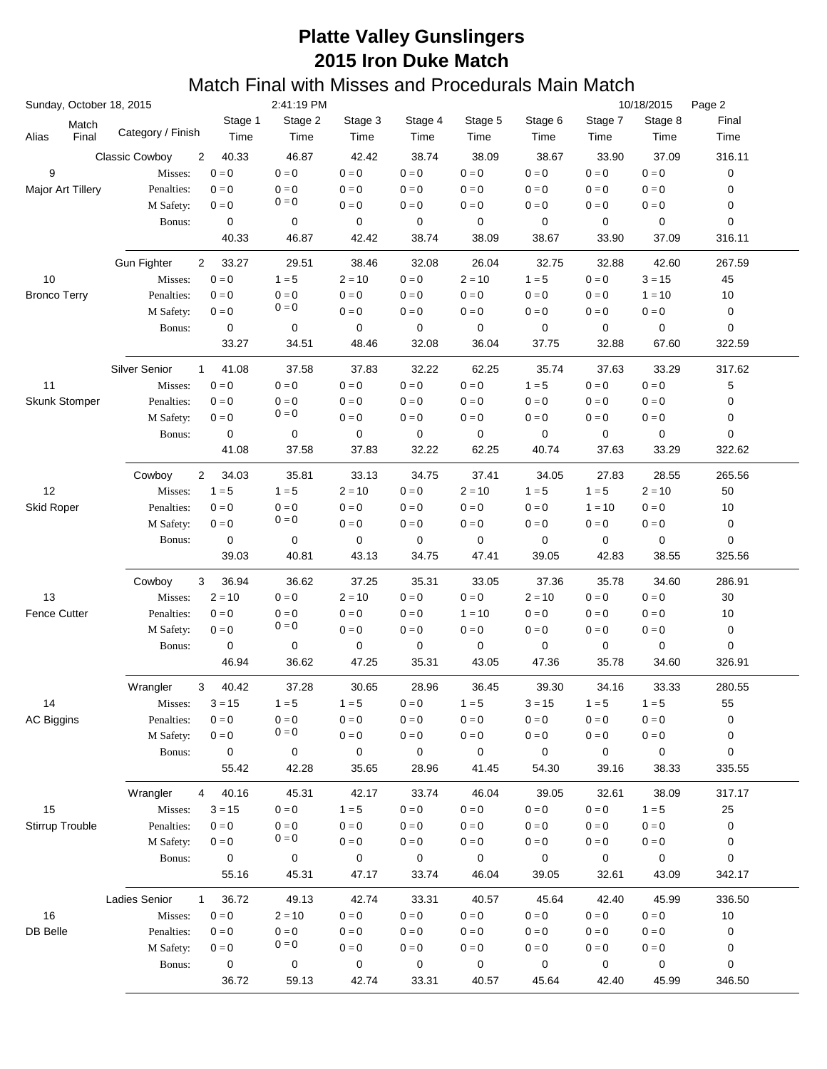# Platte Valley Gunslingers
# 2015 Iron Duke Match
## Match Final with Misses and Procedurals Main Match

Sunday, October 18, 2015 — 2:41:19 PM — 10/18/2015

| Alias | Match Final | Category / Finish | | Stage 1 Time | Stage 2 Time | Stage 3 Time | Stage 4 Time | Stage 5 Time | Stage 6 Time | Stage 7 Time | Stage 8 Time | Final Time |
|---|---|---|---|---|---|---|---|---|---|---|---|---|
| | | Classic Cowboy | 2 | 40.33 | 46.87 | 42.42 | 38.74 | 38.09 | 38.67 | 33.90 | 37.09 | 316.11 |
| 9 | | Misses: | | 0 = 0 | 0 = 0 | 0 = 0 | 0 = 0 | 0 = 0 | 0 = 0 | 0 = 0 | 0 = 0 | 0 |
| Major Art Tillery | | Penalties: | | 0 = 0 | 0 = 0 | 0 = 0 | 0 = 0 | 0 = 0 | 0 = 0 | 0 = 0 | 0 = 0 | 0 |
| | | M Safety: | | 0 = 0 | 0 = 0 | 0 = 0 | 0 = 0 | 0 = 0 | 0 = 0 | 0 = 0 | 0 = 0 | 0 |
| | | Bonus: | | 0 | 0 | 0 | 0 | 0 | 0 | 0 | 0 | 0 |
| | | | | 40.33 | 46.87 | 42.42 | 38.74 | 38.09 | 38.67 | 33.90 | 37.09 | 316.11 |
| | | Gun Fighter | 2 | 33.27 | 29.51 | 38.46 | 32.08 | 26.04 | 32.75 | 32.88 | 42.60 | 267.59 |
| 10 | | Misses: | | 0 = 0 | 1 = 5 | 2 = 10 | 0 = 0 | 2 = 10 | 1 = 5 | 0 = 0 | 3 = 15 | 45 |
| Bronco Terry | | Penalties: | | 0 = 0 | 0 = 0 | 0 = 0 | 0 = 0 | 0 = 0 | 0 = 0 | 0 = 0 | 1 = 10 | 10 |
| | | M Safety: | | 0 = 0 | 0 = 0 | 0 = 0 | 0 = 0 | 0 = 0 | 0 = 0 | 0 = 0 | 0 = 0 | 0 |
| | | Bonus: | | 0 | 0 | 0 | 0 | 0 | 0 | 0 | 0 | 0 |
| | | | | 33.27 | 34.51 | 48.46 | 32.08 | 36.04 | 37.75 | 32.88 | 67.60 | 322.59 |
| | | Silver Senior | 1 | 41.08 | 37.58 | 37.83 | 32.22 | 62.25 | 35.74 | 37.63 | 33.29 | 317.62 |
| 11 | | Misses: | | 0 = 0 | 0 = 0 | 0 = 0 | 0 = 0 | 0 = 0 | 1 = 5 | 0 = 0 | 0 = 0 | 5 |
| Skunk Stomper | | Penalties: | | 0 = 0 | 0 = 0 | 0 = 0 | 0 = 0 | 0 = 0 | 0 = 0 | 0 = 0 | 0 = 0 | 0 |
| | | M Safety: | | 0 = 0 | 0 = 0 | 0 = 0 | 0 = 0 | 0 = 0 | 0 = 0 | 0 = 0 | 0 = 0 | 0 |
| | | Bonus: | | 0 | 0 | 0 | 0 | 0 | 0 | 0 | 0 | 0 |
| | | | | 41.08 | 37.58 | 37.83 | 32.22 | 62.25 | 40.74 | 37.63 | 33.29 | 322.62 |
| | | Cowboy | 2 | 34.03 | 35.81 | 33.13 | 34.75 | 37.41 | 34.05 | 27.83 | 28.55 | 265.56 |
| 12 | | Misses: | | 1 = 5 | 1 = 5 | 2 = 10 | 0 = 0 | 2 = 10 | 1 = 5 | 1 = 5 | 2 = 10 | 50 |
| Skid Roper | | Penalties: | | 0 = 0 | 0 = 0 | 0 = 0 | 0 = 0 | 0 = 0 | 0 = 0 | 1 = 10 | 0 = 0 | 10 |
| | | M Safety: | | 0 = 0 | 0 = 0 | 0 = 0 | 0 = 0 | 0 = 0 | 0 = 0 | 0 = 0 | 0 = 0 | 0 |
| | | Bonus: | | 0 | 0 | 0 | 0 | 0 | 0 | 0 | 0 | 0 |
| | | | | 39.03 | 40.81 | 43.13 | 34.75 | 47.41 | 39.05 | 42.83 | 38.55 | 325.56 |
| | | Cowboy | 3 | 36.94 | 36.62 | 37.25 | 35.31 | 33.05 | 37.36 | 35.78 | 34.60 | 286.91 |
| 13 | | Misses: | | 2 = 10 | 0 = 0 | 2 = 10 | 0 = 0 | 0 = 0 | 2 = 10 | 0 = 0 | 0 = 0 | 30 |
| Fence Cutter | | Penalties: | | 0 = 0 | 0 = 0 | 0 = 0 | 0 = 0 | 1 = 10 | 0 = 0 | 0 = 0 | 0 = 0 | 10 |
| | | M Safety: | | 0 = 0 | 0 = 0 | 0 = 0 | 0 = 0 | 0 = 0 | 0 = 0 | 0 = 0 | 0 = 0 | 0 |
| | | Bonus: | | 0 | 0 | 0 | 0 | 0 | 0 | 0 | 0 | 0 |
| | | | | 46.94 | 36.62 | 47.25 | 35.31 | 43.05 | 47.36 | 35.78 | 34.60 | 326.91 |
| | | Wrangler | 3 | 40.42 | 37.28 | 30.65 | 28.96 | 36.45 | 39.30 | 34.16 | 33.33 | 280.55 |
| 14 | | Misses: | | 3 = 15 | 1 = 5 | 1 = 5 | 0 = 0 | 1 = 5 | 3 = 15 | 1 = 5 | 1 = 5 | 55 |
| AC Biggins | | Penalties: | | 0 = 0 | 0 = 0 | 0 = 0 | 0 = 0 | 0 = 0 | 0 = 0 | 0 = 0 | 0 = 0 | 0 |
| | | M Safety: | | 0 = 0 | 0 = 0 | 0 = 0 | 0 = 0 | 0 = 0 | 0 = 0 | 0 = 0 | 0 = 0 | 0 |
| | | Bonus: | | 0 | 0 | 0 | 0 | 0 | 0 | 0 | 0 | 0 |
| | | | | 55.42 | 42.28 | 35.65 | 28.96 | 41.45 | 54.30 | 39.16 | 38.33 | 335.55 |
| | | Wrangler | 4 | 40.16 | 45.31 | 42.17 | 33.74 | 46.04 | 39.05 | 32.61 | 38.09 | 317.17 |
| 15 | | Misses: | | 3 = 15 | 0 = 0 | 1 = 5 | 0 = 0 | 0 = 0 | 0 = 0 | 0 = 0 | 1 = 5 | 25 |
| Stirrup Trouble | | Penalties: | | 0 = 0 | 0 = 0 | 0 = 0 | 0 = 0 | 0 = 0 | 0 = 0 | 0 = 0 | 0 = 0 | 0 |
| | | M Safety: | | 0 = 0 | 0 = 0 | 0 = 0 | 0 = 0 | 0 = 0 | 0 = 0 | 0 = 0 | 0 = 0 | 0 |
| | | Bonus: | | 0 | 0 | 0 | 0 | 0 | 0 | 0 | 0 | 0 |
| | | | | 55.16 | 45.31 | 47.17 | 33.74 | 46.04 | 39.05 | 32.61 | 43.09 | 342.17 |
| | | Ladies Senior | 1 | 36.72 | 49.13 | 42.74 | 33.31 | 40.57 | 45.64 | 42.40 | 45.99 | 336.50 |
| 16 | | Misses: | | 0 = 0 | 2 = 10 | 0 = 0 | 0 = 0 | 0 = 0 | 0 = 0 | 0 = 0 | 0 = 0 | 10 |
| DB Belle | | Penalties: | | 0 = 0 | 0 = 0 | 0 = 0 | 0 = 0 | 0 = 0 | 0 = 0 | 0 = 0 | 0 = 0 | 0 |
| | | M Safety: | | 0 = 0 | 0 = 0 | 0 = 0 | 0 = 0 | 0 = 0 | 0 = 0 | 0 = 0 | 0 = 0 | 0 |
| | | Bonus: | | 0 | 0 | 0 | 0 | 0 | 0 | 0 | 0 | 0 |
| | | | | 36.72 | 59.13 | 42.74 | 33.31 | 40.57 | 45.64 | 42.40 | 45.99 | 346.50 |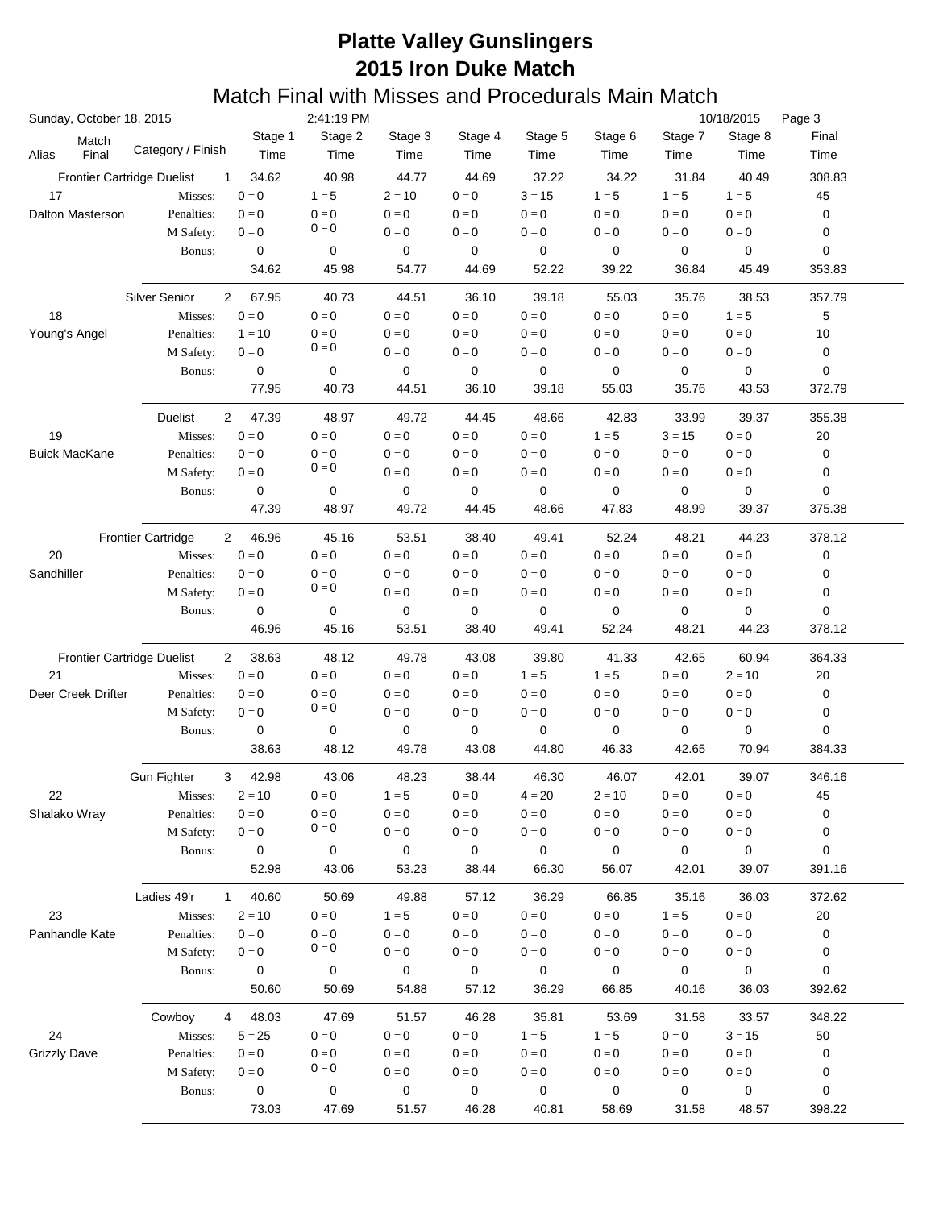# Platte Valley Gunslingers
# 2015 Iron Duke Match
## Match Final with Misses and Procedurals Main Match

Sunday, October 18, 2015 2:41:19 PM 10/18/2015

| Alias | Match Final | Category / Finish | | Stage 1 Time | Stage 2 Time | Stage 3 Time | Stage 4 Time | Stage 5 Time | Stage 6 Time | Stage 7 Time | Stage 8 Time | Final Time |
|---|---|---|---|---|---|---|---|---|---|---|---|---|
| | | Frontier Cartridge Duelist | 1 | 34.62 | 40.98 | 44.77 | 44.69 | 37.22 | 34.22 | 31.84 | 40.49 | 308.83 |
| 17 | | Misses: | | 0 = 0 | 1 = 5 | 2 = 10 | 0 = 0 | 3 = 15 | 1 = 5 | 1 = 5 | 1 = 5 | 45 |
| Dalton Masterson | | Penalties: | | 0 = 0 | 0 = 0 | 0 = 0 | 0 = 0 | 0 = 0 | 0 = 0 | 0 = 0 | 0 = 0 | 0 |
| | | M Safety: | | 0 = 0 | 0 = 0 | 0 = 0 | 0 = 0 | 0 = 0 | 0 = 0 | 0 = 0 | 0 = 0 | 0 |
| | | Bonus: | | 0 | 0 | 0 | 0 | 0 | 0 | 0 | 0 | 0 |
| | | | | 34.62 | 45.98 | 54.77 | 44.69 | 52.22 | 39.22 | 36.84 | 45.49 | 353.83 |
| | | Silver Senior | 2 | 67.95 | 40.73 | 44.51 | 36.10 | 39.18 | 55.03 | 35.76 | 38.53 | 357.79 |
| 18 | | Misses: | | 0 = 0 | 0 = 0 | 0 = 0 | 0 = 0 | 0 = 0 | 0 = 0 | 0 = 0 | 1 = 5 | 5 |
| Young's Angel | | Penalties: | | 1 = 10 | 0 = 0 | 0 = 0 | 0 = 0 | 0 = 0 | 0 = 0 | 0 = 0 | 0 = 0 | 10 |
| | | M Safety: | | 0 = 0 | 0 = 0 | 0 = 0 | 0 = 0 | 0 = 0 | 0 = 0 | 0 = 0 | 0 = 0 | 0 |
| | | Bonus: | | 0 | 0 | 0 | 0 | 0 | 0 | 0 | 0 | 0 |
| | | | | 77.95 | 40.73 | 44.51 | 36.10 | 39.18 | 55.03 | 35.76 | 43.53 | 372.79 |
| | | Duelist | 2 | 47.39 | 48.97 | 49.72 | 44.45 | 48.66 | 42.83 | 33.99 | 39.37 | 355.38 |
| 19 | | Misses: | | 0 = 0 | 0 = 0 | 0 = 0 | 0 = 0 | 0 = 0 | 1 = 5 | 3 = 15 | 0 = 0 | 20 |
| Buick MacKane | | Penalties: | | 0 = 0 | 0 = 0 | 0 = 0 | 0 = 0 | 0 = 0 | 0 = 0 | 0 = 0 | 0 = 0 | 0 |
| | | M Safety: | | 0 = 0 | 0 = 0 | 0 = 0 | 0 = 0 | 0 = 0 | 0 = 0 | 0 = 0 | 0 = 0 | 0 |
| | | Bonus: | | 0 | 0 | 0 | 0 | 0 | 0 | 0 | 0 | 0 |
| | | | | 47.39 | 48.97 | 49.72 | 44.45 | 48.66 | 47.83 | 48.99 | 39.37 | 375.38 |
| | | Frontier Cartridge | 2 | 46.96 | 45.16 | 53.51 | 38.40 | 49.41 | 52.24 | 48.21 | 44.23 | 378.12 |
| 20 | | Misses: | | 0 = 0 | 0 = 0 | 0 = 0 | 0 = 0 | 0 = 0 | 0 = 0 | 0 = 0 | 0 = 0 | 0 |
| Sandhiller | | Penalties: | | 0 = 0 | 0 = 0 | 0 = 0 | 0 = 0 | 0 = 0 | 0 = 0 | 0 = 0 | 0 = 0 | 0 |
| | | M Safety: | | 0 = 0 | 0 = 0 | 0 = 0 | 0 = 0 | 0 = 0 | 0 = 0 | 0 = 0 | 0 = 0 | 0 |
| | | Bonus: | | 0 | 0 | 0 | 0 | 0 | 0 | 0 | 0 | 0 |
| | | | | 46.96 | 45.16 | 53.51 | 38.40 | 49.41 | 52.24 | 48.21 | 44.23 | 378.12 |
| | | Frontier Cartridge Duelist | 2 | 38.63 | 48.12 | 49.78 | 43.08 | 39.80 | 41.33 | 42.65 | 60.94 | 364.33 |
| 21 | | Misses: | | 0 = 0 | 0 = 0 | 0 = 0 | 0 = 0 | 1 = 5 | 1 = 5 | 0 = 0 | 2 = 10 | 20 |
| Deer Creek Drifter | | Penalties: | | 0 = 0 | 0 = 0 | 0 = 0 | 0 = 0 | 0 = 0 | 0 = 0 | 0 = 0 | 0 = 0 | 0 |
| | | M Safety: | | 0 = 0 | 0 = 0 | 0 = 0 | 0 = 0 | 0 = 0 | 0 = 0 | 0 = 0 | 0 = 0 | 0 |
| | | Bonus: | | 0 | 0 | 0 | 0 | 0 | 0 | 0 | 0 | 0 |
| | | | | 38.63 | 48.12 | 49.78 | 43.08 | 44.80 | 46.33 | 42.65 | 70.94 | 384.33 |
| | | Gun Fighter | 3 | 42.98 | 43.06 | 48.23 | 38.44 | 46.30 | 46.07 | 42.01 | 39.07 | 346.16 |
| 22 | | Misses: | | 2 = 10 | 0 = 0 | 1 = 5 | 0 = 0 | 4 = 20 | 2 = 10 | 0 = 0 | 0 = 0 | 45 |
| Shalako Wray | | Penalties: | | 0 = 0 | 0 = 0 | 0 = 0 | 0 = 0 | 0 = 0 | 0 = 0 | 0 = 0 | 0 = 0 | 0 |
| | | M Safety: | | 0 = 0 | 0 = 0 | 0 = 0 | 0 = 0 | 0 = 0 | 0 = 0 | 0 = 0 | 0 = 0 | 0 |
| | | Bonus: | | 0 | 0 | 0 | 0 | 0 | 0 | 0 | 0 | 0 |
| | | | | 52.98 | 43.06 | 53.23 | 38.44 | 66.30 | 56.07 | 42.01 | 39.07 | 391.16 |
| | | Ladies 49'r | 1 | 40.60 | 50.69 | 49.88 | 57.12 | 36.29 | 66.85 | 35.16 | 36.03 | 372.62 |
| 23 | | Misses: | | 2 = 10 | 0 = 0 | 1 = 5 | 0 = 0 | 0 = 0 | 0 = 0 | 1 = 5 | 0 = 0 | 20 |
| Panhandle Kate | | Penalties: | | 0 = 0 | 0 = 0 | 0 = 0 | 0 = 0 | 0 = 0 | 0 = 0 | 0 = 0 | 0 = 0 | 0 |
| | | M Safety: | | 0 = 0 | 0 = 0 | 0 = 0 | 0 = 0 | 0 = 0 | 0 = 0 | 0 = 0 | 0 = 0 | 0 |
| | | Bonus: | | 0 | 0 | 0 | 0 | 0 | 0 | 0 | 0 | 0 |
| | | | | 50.60 | 50.69 | 54.88 | 57.12 | 36.29 | 66.85 | 40.16 | 36.03 | 392.62 |
| | | Cowboy | 4 | 48.03 | 47.69 | 51.57 | 46.28 | 35.81 | 53.69 | 31.58 | 33.57 | 348.22 |
| 24 | | Misses: | | 5 = 25 | 0 = 0 | 0 = 0 | 0 = 0 | 1 = 5 | 1 = 5 | 0 = 0 | 3 = 15 | 50 |
| Grizzly Dave | | Penalties: | | 0 = 0 | 0 = 0 | 0 = 0 | 0 = 0 | 0 = 0 | 0 = 0 | 0 = 0 | 0 = 0 | 0 |
| | | M Safety: | | 0 = 0 | 0 = 0 | 0 = 0 | 0 = 0 | 0 = 0 | 0 = 0 | 0 = 0 | 0 = 0 | 0 |
| | | Bonus: | | 0 | 0 | 0 | 0 | 0 | 0 | 0 | 0 | 0 |
| | | | | 73.03 | 47.69 | 51.57 | 46.28 | 40.81 | 58.69 | 31.58 | 48.57 | 398.22 |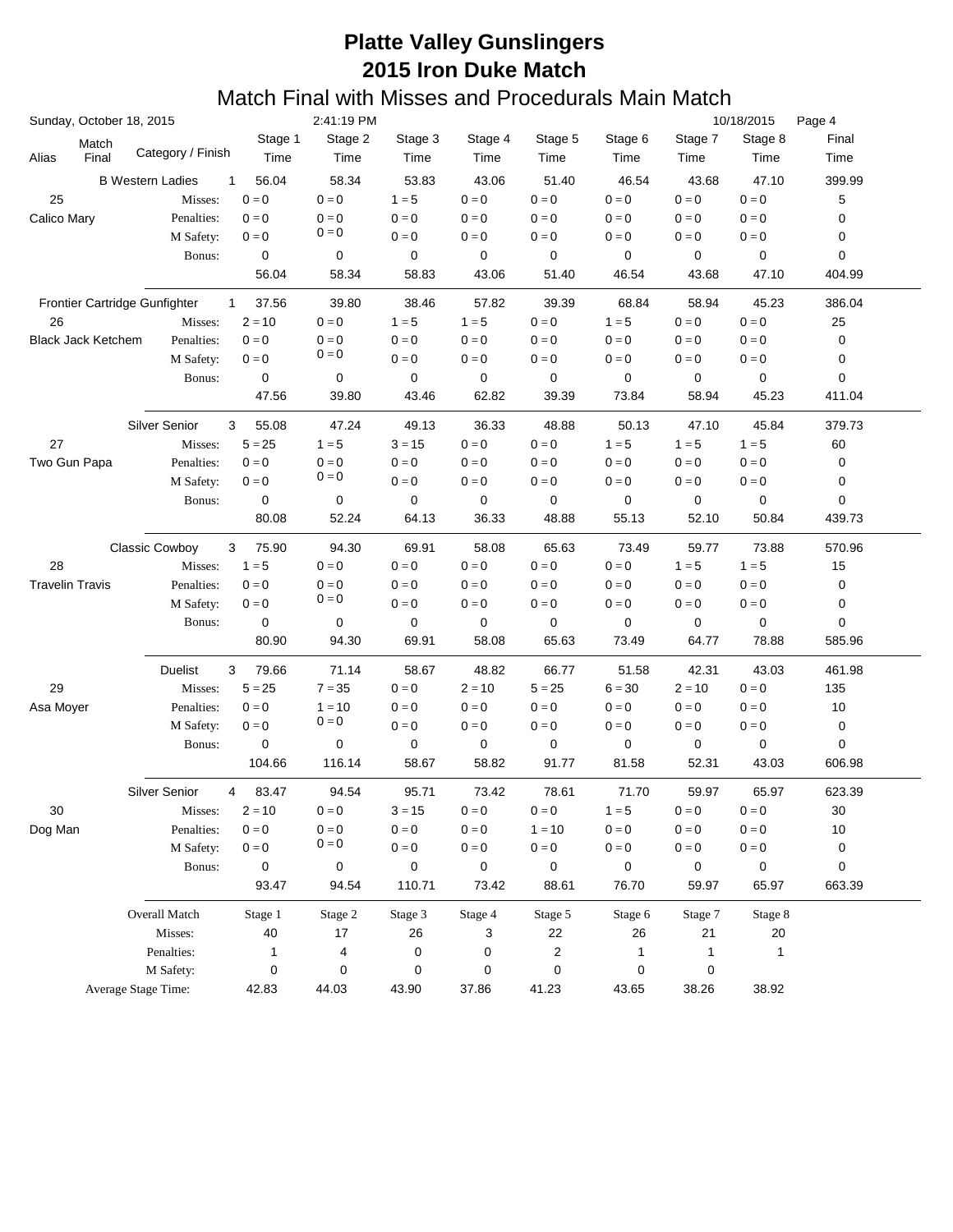# Platte Valley Gunslingers
# 2015 Iron Duke Match
## Match Final with Misses and Procedurals Main Match

Sunday, October 18, 2015 2:41:19 PM 10/18/2015

| Alias | Match Final | Category / Finish | | Stage 1 Time | Stage 2 Time | Stage 3 Time | Stage 4 Time | Stage 5 Time | Stage 6 Time | Stage 7 Time | Stage 8 Time | Final Time |
|---|---|---|---|---|---|---|---|---|---|---|---|---|
| | | B Western Ladies | 1 | 56.04 | 58.34 | 53.83 | 43.06 | 51.40 | 46.54 | 43.68 | 47.10 | 399.99 |
| 25 | | Misses: | | 0 = 0 | 0 = 0 | 1 = 5 | 0 = 0 | 0 = 0 | 0 = 0 | 0 = 0 | 0 = 0 | 5 |
| Calico Mary | | Penalties: | | 0 = 0 | 0 = 0 | 0 = 0 | 0 = 0 | 0 = 0 | 0 = 0 | 0 = 0 | 0 = 0 | 0 |
| | | M Safety: | | 0 = 0 | 0 = 0 | 0 = 0 | 0 = 0 | 0 = 0 | 0 = 0 | 0 = 0 | 0 = 0 | 0 |
| | | Bonus: | | 0 | 0 | 0 | 0 | 0 | 0 | 0 | 0 | 0 |
| | | | | 56.04 | 58.34 | 58.83 | 43.06 | 51.40 | 46.54 | 43.68 | 47.10 | 404.99 |
| | | Frontier Cartridge Gunfighter | 1 | 37.56 | 39.80 | 38.46 | 57.82 | 39.39 | 68.84 | 58.94 | 45.23 | 386.04 |
| 26 | | Misses: | | 2 = 10 | 0 = 0 | 1 = 5 | 1 = 5 | 0 = 0 | 1 = 5 | 0 = 0 | 0 = 0 | 25 |
| Black Jack Ketchem | | Penalties: | | 0 = 0 | 0 = 0 | 0 = 0 | 0 = 0 | 0 = 0 | 0 = 0 | 0 = 0 | 0 = 0 | 0 |
| | | M Safety: | | 0 = 0 | 0 = 0 | 0 = 0 | 0 = 0 | 0 = 0 | 0 = 0 | 0 = 0 | 0 = 0 | 0 |
| | | Bonus: | | 0 | 0 | 0 | 0 | 0 | 0 | 0 | 0 | 0 |
| | | | | 47.56 | 39.80 | 43.46 | 62.82 | 39.39 | 73.84 | 58.94 | 45.23 | 411.04 |
| | | Silver Senior | 3 | 55.08 | 47.24 | 49.13 | 36.33 | 48.88 | 50.13 | 47.10 | 45.84 | 379.73 |
| 27 | | Misses: | | 5 = 25 | 1 = 5 | 3 = 15 | 0 = 0 | 0 = 0 | 1 = 5 | 1 = 5 | 1 = 5 | 60 |
| Two Gun Papa | | Penalties: | | 0 = 0 | 0 = 0 | 0 = 0 | 0 = 0 | 0 = 0 | 0 = 0 | 0 = 0 | 0 = 0 | 0 |
| | | M Safety: | | 0 = 0 | 0 = 0 | 0 = 0 | 0 = 0 | 0 = 0 | 0 = 0 | 0 = 0 | 0 = 0 | 0 |
| | | Bonus: | | 0 | 0 | 0 | 0 | 0 | 0 | 0 | 0 | 0 |
| | | | | 80.08 | 52.24 | 64.13 | 36.33 | 48.88 | 55.13 | 52.10 | 50.84 | 439.73 |
| | | Classic Cowboy | 3 | 75.90 | 94.30 | 69.91 | 58.08 | 65.63 | 73.49 | 59.77 | 73.88 | 570.96 |
| 28 | | Misses: | | 1 = 5 | 0 = 0 | 0 = 0 | 0 = 0 | 0 = 0 | 0 = 0 | 1 = 5 | 1 = 5 | 15 |
| Travelin Travis | | Penalties: | | 0 = 0 | 0 = 0 | 0 = 0 | 0 = 0 | 0 = 0 | 0 = 0 | 0 = 0 | 0 = 0 | 0 |
| | | M Safety: | | 0 = 0 | 0 = 0 | 0 = 0 | 0 = 0 | 0 = 0 | 0 = 0 | 0 = 0 | 0 = 0 | 0 |
| | | Bonus: | | 0 | 0 | 0 | 0 | 0 | 0 | 0 | 0 | 0 |
| | | | | 80.90 | 94.30 | 69.91 | 58.08 | 65.63 | 73.49 | 64.77 | 78.88 | 585.96 |
| | | Duelist | 3 | 79.66 | 71.14 | 58.67 | 48.82 | 66.77 | 51.58 | 42.31 | 43.03 | 461.98 |
| 29 | | Misses: | | 5 = 25 | 7 = 35 | 0 = 0 | 2 = 10 | 5 = 25 | 6 = 30 | 2 = 10 | 0 = 0 | 135 |
| Asa Moyer | | Penalties: | | 0 = 0 | 1 = 10 | 0 = 0 | 0 = 0 | 0 = 0 | 0 = 0 | 0 = 0 | 0 = 0 | 10 |
| | | M Safety: | | 0 = 0 | 0 = 0 | 0 = 0 | 0 = 0 | 0 = 0 | 0 = 0 | 0 = 0 | 0 = 0 | 0 |
| | | Bonus: | | 0 | 0 | 0 | 0 | 0 | 0 | 0 | 0 | 0 |
| | | | | 104.66 | 116.14 | 58.67 | 58.82 | 91.77 | 81.58 | 52.31 | 43.03 | 606.98 |
| | | Silver Senior | 4 | 83.47 | 94.54 | 95.71 | 73.42 | 78.61 | 71.70 | 59.97 | 65.97 | 623.39 |
| 30 | | Misses: | | 2 = 10 | 0 = 0 | 3 = 15 | 0 = 0 | 0 = 0 | 1 = 5 | 0 = 0 | 0 = 0 | 30 |
| Dog Man | | Penalties: | | 0 = 0 | 0 = 0 | 0 = 0 | 0 = 0 | 1 = 10 | 0 = 0 | 0 = 0 | 0 = 0 | 10 |
| | | M Safety: | | 0 = 0 | 0 = 0 | 0 = 0 | 0 = 0 | 0 = 0 | 0 = 0 | 0 = 0 | 0 = 0 | 0 |
| | | Bonus: | | 0 | 0 | 0 | 0 | 0 | 0 | 0 | 0 | 0 |
| | | | | 93.47 | 94.54 | 110.71 | 73.42 | 88.61 | 76.70 | 59.97 | 65.97 | 663.39 |

| Overall Match | Stage 1 | Stage 2 | Stage 3 | Stage 4 | Stage 5 | Stage 6 | Stage 7 | Stage 8 |
|---|---|---|---|---|---|---|---|---|
| Misses: | 40 | 17 | 26 | 3 | 22 | 26 | 21 | 20 |
| Penalties: | 1 | 4 | 0 | 0 | 2 | 1 | 1 | 1 |
| M Safety: | 0 | 0 | 0 | 0 | 0 | 0 | 0 | |
| Average Stage Time: | 42.83 | 44.03 | 43.90 | 37.86 | 41.23 | 43.65 | 38.26 | 38.92 |